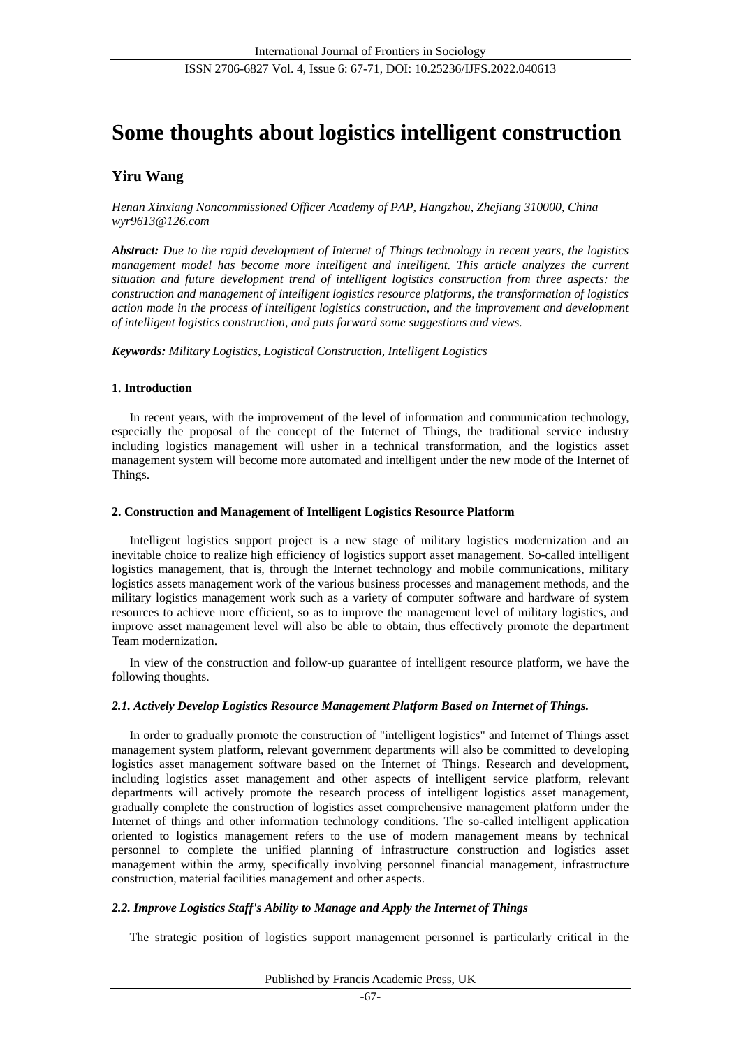# Some thoughts about logistics intelligent construction

**Yiru Wang**

*Henan Xinxiang Noncommissioned Officer Academy of PAP, Hangzhou, Zhejiang 310000, China*
*wyr9613@126.com*

***Abstract:*** *Due to the rapid development of Internet of Things technology in recent years, the logistics management model has become more intelligent and intelligent. This article analyzes the current situation and future development trend of intelligent logistics construction from three aspects: the construction and management of intelligent logistics resource platforms, the transformation of logistics action mode in the process of intelligent logistics construction, and the improvement and development of intelligent logistics construction, and puts forward some suggestions and views.*

***Keywords:*** *Military Logistics, Logistical Construction, Intelligent Logistics*

## 1. Introduction

In recent years, with the improvement of the level of information and communication technology, especially the proposal of the concept of the Internet of Things, the traditional service industry including logistics management will usher in a technical transformation, and the logistics asset management system will become more automated and intelligent under the new mode of the Internet of Things.

## 2. Construction and Management of Intelligent Logistics Resource Platform

Intelligent logistics support project is a new stage of military logistics modernization and an inevitable choice to realize high efficiency of logistics support asset management. So-called intelligent logistics management, that is, through the Internet technology and mobile communications, military logistics assets management work of the various business processes and management methods, and the military logistics management work such as a variety of computer software and hardware of system resources to achieve more efficient, so as to improve the management level of military logistics, and improve asset management level will also be able to obtain, thus effectively promote the department Team modernization.

In view of the construction and follow-up guarantee of intelligent resource platform, we have the following thoughts.

### *2.1. Actively Develop Logistics Resource Management Platform Based on Internet of Things.*

In order to gradually promote the construction of "intelligent logistics" and Internet of Things asset management system platform, relevant government departments will also be committed to developing logistics asset management software based on the Internet of Things. Research and development, including logistics asset management and other aspects of intelligent service platform, relevant departments will actively promote the research process of intelligent logistics asset management, gradually complete the construction of logistics asset comprehensive management platform under the Internet of things and other information technology conditions. The so-called intelligent application oriented to logistics management refers to the use of modern management means by technical personnel to complete the unified planning of infrastructure construction and logistics asset management within the army, specifically involving personnel financial management, infrastructure construction, material facilities management and other aspects.

### *2.2. Improve Logistics Staff's Ability to Manage and Apply the Internet of Things*

The strategic position of logistics support management personnel is particularly critical in the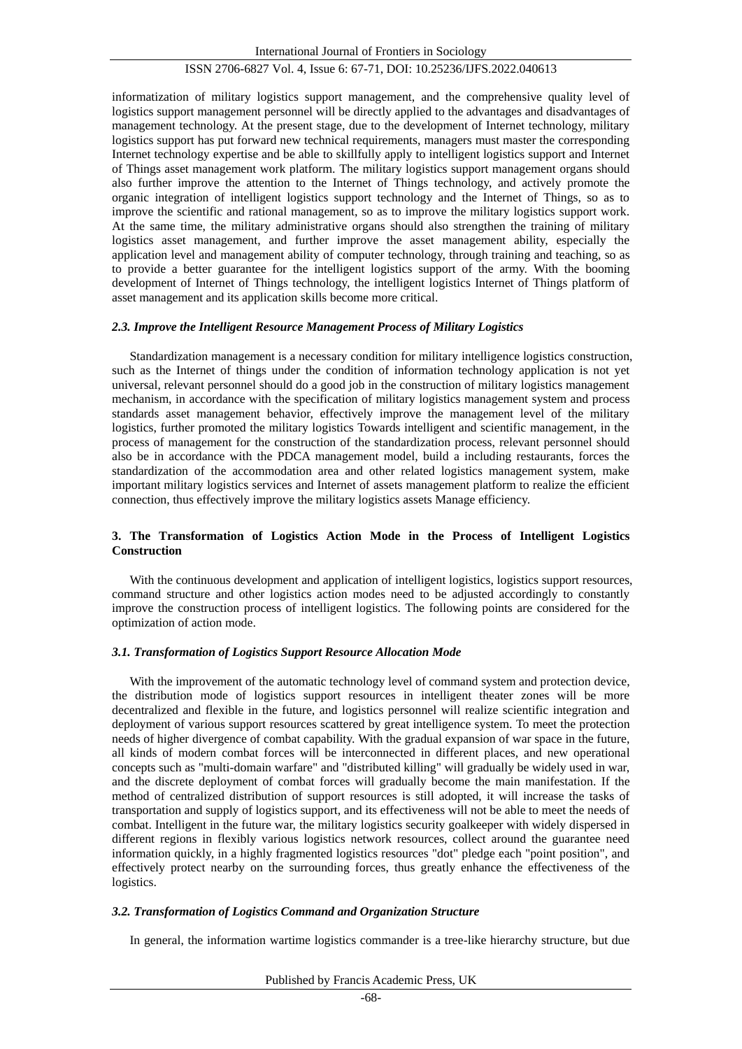informatization of military logistics support management, and the comprehensive quality level of logistics support management personnel will be directly applied to the advantages and disadvantages of management technology. At the present stage, due to the development of Internet technology, military logistics support has put forward new technical requirements, managers must master the corresponding Internet technology expertise and be able to skillfully apply to intelligent logistics support and Internet of Things asset management work platform. The military logistics support management organs should also further improve the attention to the Internet of Things technology, and actively promote the organic integration of intelligent logistics support technology and the Internet of Things, so as to improve the scientific and rational management, so as to improve the military logistics support work. At the same time, the military administrative organs should also strengthen the training of military logistics asset management, and further improve the asset management ability, especially the application level and management ability of computer technology, through training and teaching, so as to provide a better guarantee for the intelligent logistics support of the army. With the booming development of Internet of Things technology, the intelligent logistics Internet of Things platform of asset management and its application skills become more critical.

### *2.3. Improve the Intelligent Resource Management Process of Military Logistics*

Standardization management is a necessary condition for military intelligence logistics construction, such as the Internet of things under the condition of information technology application is not yet universal, relevant personnel should do a good job in the construction of military logistics management mechanism, in accordance with the specification of military logistics management system and process standards asset management behavior, effectively improve the management level of the military logistics, further promoted the military logistics Towards intelligent and scientific management, in the process of management for the construction of the standardization process, relevant personnel should also be in accordance with the PDCA management model, build a including restaurants, forces the standardization of the accommodation area and other related logistics management system, make important military logistics services and Internet of assets management platform to realize the efficient connection, thus effectively improve the military logistics assets Manage efficiency.

## 3. The Transformation of Logistics Action Mode in the Process of Intelligent Logistics Construction

With the continuous development and application of intelligent logistics, logistics support resources, command structure and other logistics action modes need to be adjusted accordingly to constantly improve the construction process of intelligent logistics. The following points are considered for the optimization of action mode.

### *3.1. Transformation of Logistics Support Resource Allocation Mode*

With the improvement of the automatic technology level of command system and protection device, the distribution mode of logistics support resources in intelligent theater zones will be more decentralized and flexible in the future, and logistics personnel will realize scientific integration and deployment of various support resources scattered by great intelligence system. To meet the protection needs of higher divergence of combat capability. With the gradual expansion of war space in the future, all kinds of modern combat forces will be interconnected in different places, and new operational concepts such as "multi-domain warfare" and "distributed killing" will gradually be widely used in war, and the discrete deployment of combat forces will gradually become the main manifestation. If the method of centralized distribution of support resources is still adopted, it will increase the tasks of transportation and supply of logistics support, and its effectiveness will not be able to meet the needs of combat. Intelligent in the future war, the military logistics security goalkeeper with widely dispersed in different regions in flexibly various logistics network resources, collect around the guarantee need information quickly, in a highly fragmented logistics resources "dot" pledge each "point position", and effectively protect nearby on the surrounding forces, thus greatly enhance the effectiveness of the logistics.

### *3.2. Transformation of Logistics Command and Organization Structure*

In general, the information wartime logistics commander is a tree-like hierarchy structure, but due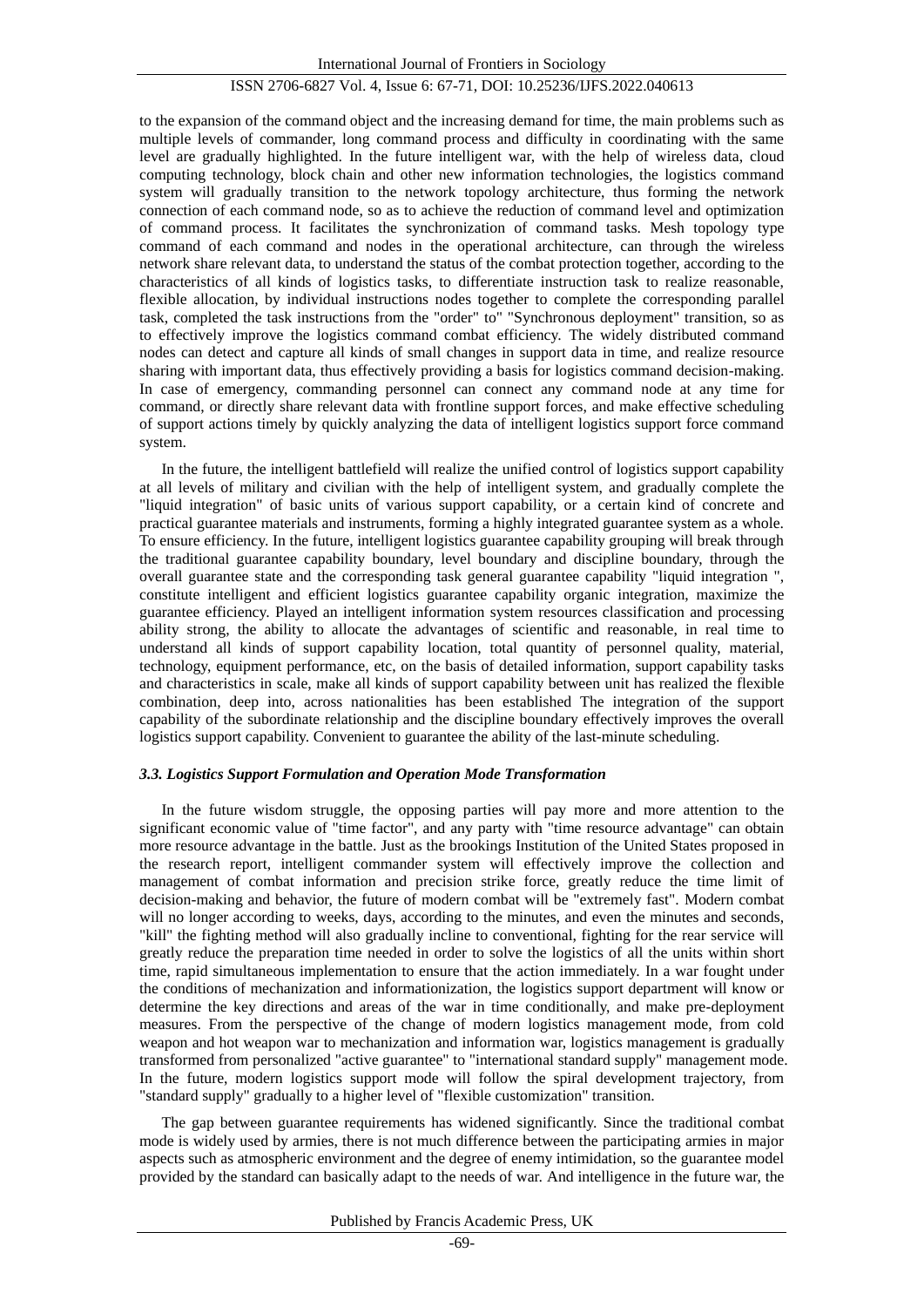to the expansion of the command object and the increasing demand for time, the main problems such as multiple levels of commander, long command process and difficulty in coordinating with the same level are gradually highlighted. In the future intelligent war, with the help of wireless data, cloud computing technology, block chain and other new information technologies, the logistics command system will gradually transition to the network topology architecture, thus forming the network connection of each command node, so as to achieve the reduction of command level and optimization of command process. It facilitates the synchronization of command tasks. Mesh topology type command of each command and nodes in the operational architecture, can through the wireless network share relevant data, to understand the status of the combat protection together, according to the characteristics of all kinds of logistics tasks, to differentiate instruction task to realize reasonable, flexible allocation, by individual instructions nodes together to complete the corresponding parallel task, completed the task instructions from the "order" to" "Synchronous deployment" transition, so as to effectively improve the logistics command combat efficiency. The widely distributed command nodes can detect and capture all kinds of small changes in support data in time, and realize resource sharing with important data, thus effectively providing a basis for logistics command decision-making. In case of emergency, commanding personnel can connect any command node at any time for command, or directly share relevant data with frontline support forces, and make effective scheduling of support actions timely by quickly analyzing the data of intelligent logistics support force command system.

In the future, the intelligent battlefield will realize the unified control of logistics support capability at all levels of military and civilian with the help of intelligent system, and gradually complete the "liquid integration" of basic units of various support capability, or a certain kind of concrete and practical guarantee materials and instruments, forming a highly integrated guarantee system as a whole. To ensure efficiency. In the future, intelligent logistics guarantee capability grouping will break through the traditional guarantee capability boundary, level boundary and discipline boundary, through the overall guarantee state and the corresponding task general guarantee capability "liquid integration ", constitute intelligent and efficient logistics guarantee capability organic integration, maximize the guarantee efficiency. Played an intelligent information system resources classification and processing ability strong, the ability to allocate the advantages of scientific and reasonable, in real time to understand all kinds of support capability location, total quantity of personnel quality, material, technology, equipment performance, etc, on the basis of detailed information, support capability tasks and characteristics in scale, make all kinds of support capability between unit has realized the flexible combination, deep into, across nationalities has been established The integration of the support capability of the subordinate relationship and the discipline boundary effectively improves the overall logistics support capability. Convenient to guarantee the ability of the last-minute scheduling.

### *3.3. Logistics Support Formulation and Operation Mode Transformation*

In the future wisdom struggle, the opposing parties will pay more and more attention to the significant economic value of "time factor", and any party with "time resource advantage" can obtain more resource advantage in the battle. Just as the brookings Institution of the United States proposed in the research report, intelligent commander system will effectively improve the collection and management of combat information and precision strike force, greatly reduce the time limit of decision-making and behavior, the future of modern combat will be "extremely fast". Modern combat will no longer according to weeks, days, according to the minutes, and even the minutes and seconds, "kill" the fighting method will also gradually incline to conventional, fighting for the rear service will greatly reduce the preparation time needed in order to solve the logistics of all the units within short time, rapid simultaneous implementation to ensure that the action immediately. In a war fought under the conditions of mechanization and informationization, the logistics support department will know or determine the key directions and areas of the war in time conditionally, and make pre-deployment measures. From the perspective of the change of modern logistics management mode, from cold weapon and hot weapon war to mechanization and information war, logistics management is gradually transformed from personalized "active guarantee" to "international standard supply" management mode. In the future, modern logistics support mode will follow the spiral development trajectory, from "standard supply" gradually to a higher level of "flexible customization" transition.

The gap between guarantee requirements has widened significantly. Since the traditional combat mode is widely used by armies, there is not much difference between the participating armies in major aspects such as atmospheric environment and the degree of enemy intimidation, so the guarantee model provided by the standard can basically adapt to the needs of war. And intelligence in the future war, the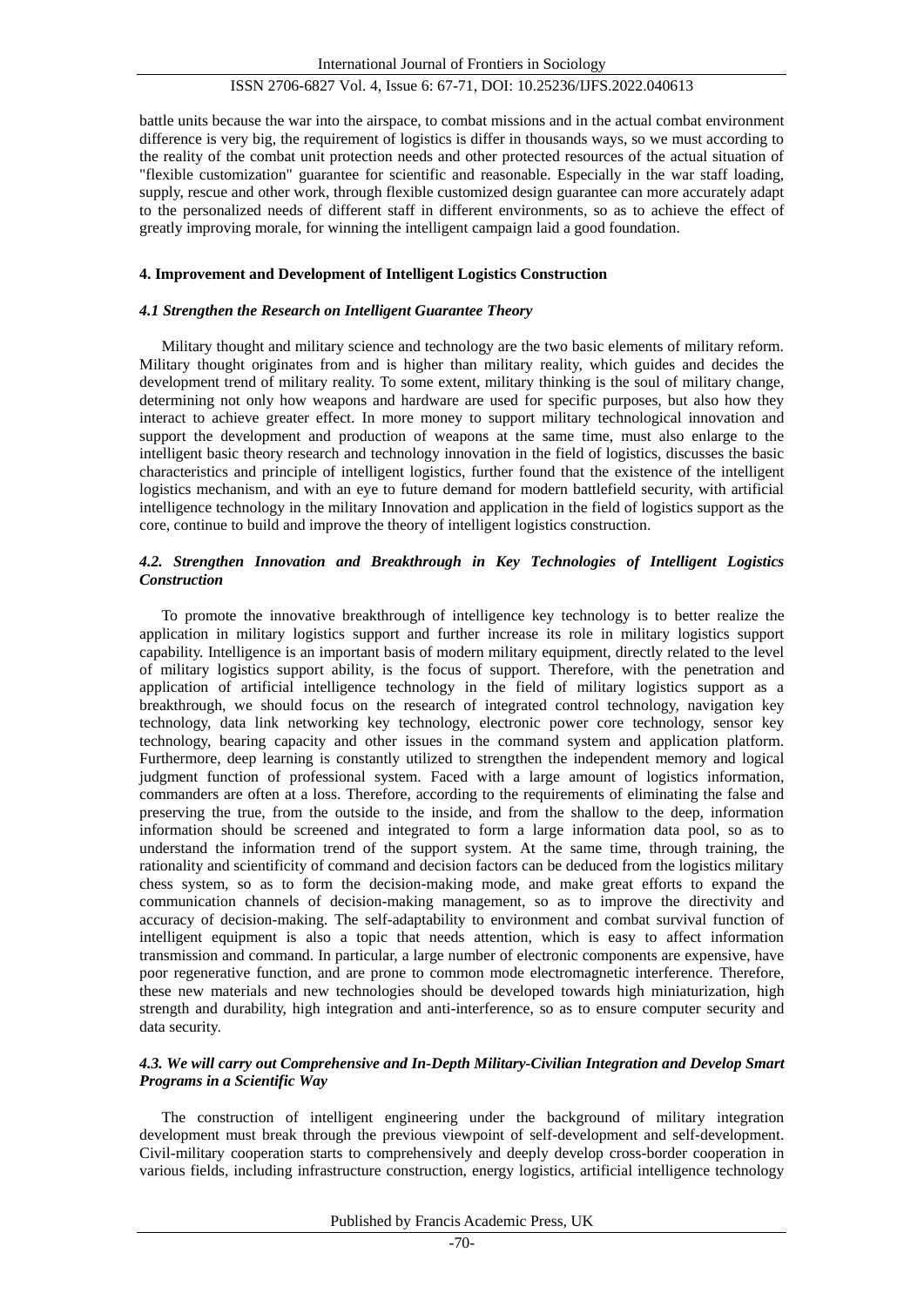battle units because the war into the airspace, to combat missions and in the actual combat environment difference is very big, the requirement of logistics is differ in thousands ways, so we must according to the reality of the combat unit protection needs and other protected resources of the actual situation of "flexible customization" guarantee for scientific and reasonable. Especially in the war staff loading, supply, rescue and other work, through flexible customized design guarantee can more accurately adapt to the personalized needs of different staff in different environments, so as to achieve the effect of greatly improving morale, for winning the intelligent campaign laid a good foundation.

## 4. Improvement and Development of Intelligent Logistics Construction

### *4.1 Strengthen the Research on Intelligent Guarantee Theory*

Military thought and military science and technology are the two basic elements of military reform. Military thought originates from and is higher than military reality, which guides and decides the development trend of military reality. To some extent, military thinking is the soul of military change, determining not only how weapons and hardware are used for specific purposes, but also how they interact to achieve greater effect. In more money to support military technological innovation and support the development and production of weapons at the same time, must also enlarge to the intelligent basic theory research and technology innovation in the field of logistics, discusses the basic characteristics and principle of intelligent logistics, further found that the existence of the intelligent logistics mechanism, and with an eye to future demand for modern battlefield security, with artificial intelligence technology in the military Innovation and application in the field of logistics support as the core, continue to build and improve the theory of intelligent logistics construction.

### *4.2. Strengthen Innovation and Breakthrough in Key Technologies of Intelligent Logistics Construction*

To promote the innovative breakthrough of intelligence key technology is to better realize the application in military logistics support and further increase its role in military logistics support capability. Intelligence is an important basis of modern military equipment, directly related to the level of military logistics support ability, is the focus of support. Therefore, with the penetration and application of artificial intelligence technology in the field of military logistics support as a breakthrough, we should focus on the research of integrated control technology, navigation key technology, data link networking key technology, electronic power core technology, sensor key technology, bearing capacity and other issues in the command system and application platform. Furthermore, deep learning is constantly utilized to strengthen the independent memory and logical judgment function of professional system. Faced with a large amount of logistics information, commanders are often at a loss. Therefore, according to the requirements of eliminating the false and preserving the true, from the outside to the inside, and from the shallow to the deep, information information should be screened and integrated to form a large information data pool, so as to understand the information trend of the support system. At the same time, through training, the rationality and scientificity of command and decision factors can be deduced from the logistics military chess system, so as to form the decision-making mode, and make great efforts to expand the communication channels of decision-making management, so as to improve the directivity and accuracy of decision-making. The self-adaptability to environment and combat survival function of intelligent equipment is also a topic that needs attention, which is easy to affect information transmission and command. In particular, a large number of electronic components are expensive, have poor regenerative function, and are prone to common mode electromagnetic interference. Therefore, these new materials and new technologies should be developed towards high miniaturization, high strength and durability, high integration and anti-interference, so as to ensure computer security and data security.

### *4.3. We will carry out Comprehensive and In-Depth Military-Civilian Integration and Develop Smart Programs in a Scientific Way*

The construction of intelligent engineering under the background of military integration development must break through the previous viewpoint of self-development and self-development. Civil-military cooperation starts to comprehensively and deeply develop cross-border cooperation in various fields, including infrastructure construction, energy logistics, artificial intelligence technology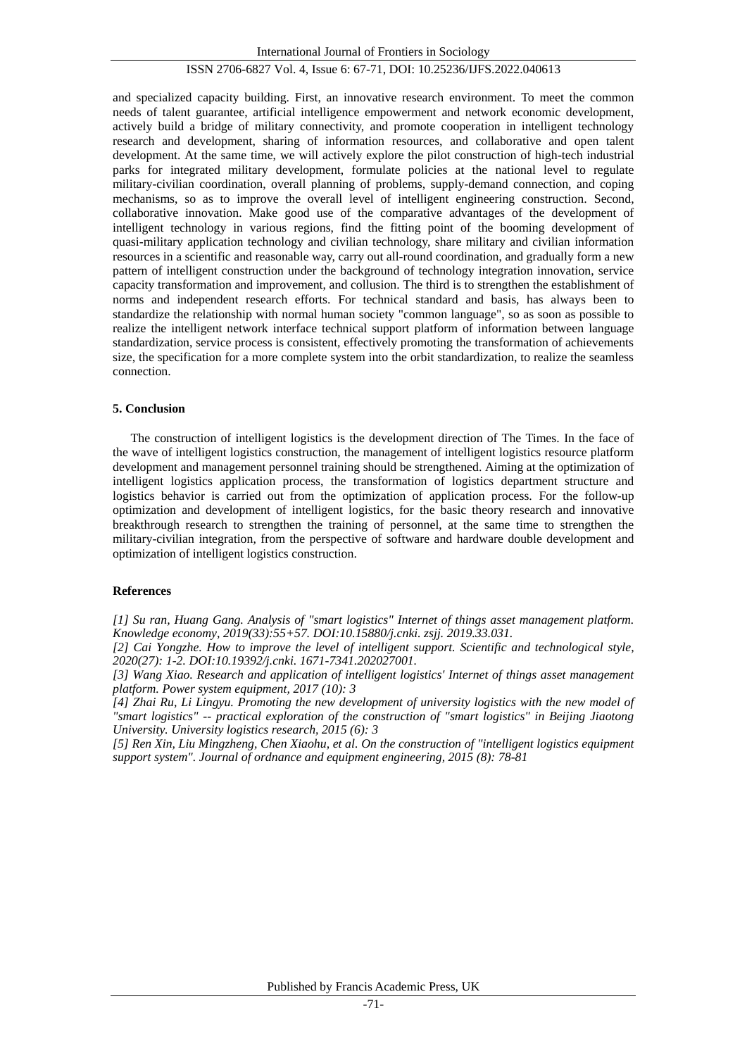and specialized capacity building. First, an innovative research environment. To meet the common needs of talent guarantee, artificial intelligence empowerment and network economic development, actively build a bridge of military connectivity, and promote cooperation in intelligent technology research and development, sharing of information resources, and collaborative and open talent development. At the same time, we will actively explore the pilot construction of high-tech industrial parks for integrated military development, formulate policies at the national level to regulate military-civilian coordination, overall planning of problems, supply-demand connection, and coping mechanisms, so as to improve the overall level of intelligent engineering construction. Second, collaborative innovation. Make good use of the comparative advantages of the development of intelligent technology in various regions, find the fitting point of the booming development of quasi-military application technology and civilian technology, share military and civilian information resources in a scientific and reasonable way, carry out all-round coordination, and gradually form a new pattern of intelligent construction under the background of technology integration innovation, service capacity transformation and improvement, and collusion. The third is to strengthen the establishment of norms and independent research efforts. For technical standard and basis, has always been to standardize the relationship with normal human society "common language", so as soon as possible to realize the intelligent network interface technical support platform of information between language standardization, service process is consistent, effectively promoting the transformation of achievements size, the specification for a more complete system into the orbit standardization, to realize the seamless connection.

## 5. Conclusion

The construction of intelligent logistics is the development direction of The Times. In the face of the wave of intelligent logistics construction, the management of intelligent logistics resource platform development and management personnel training should be strengthened. Aiming at the optimization of intelligent logistics application process, the transformation of logistics department structure and logistics behavior is carried out from the optimization of application process. For the follow-up optimization and development of intelligent logistics, for the basic theory research and innovative breakthrough research to strengthen the training of personnel, at the same time to strengthen the military-civilian integration, from the perspective of software and hardware double development and optimization of intelligent logistics construction.

## References

*[1] Su ran, Huang Gang. Analysis of "smart logistics" Internet of things asset management platform. Knowledge economy, 2019(33):55+57. DOI:10.15880/j.cnki. zsjj. 2019.33.031.*

*[2] Cai Yongzhe. How to improve the level of intelligent support. Scientific and technological style, 2020(27): 1-2. DOI:10.19392/j.cnki. 1671-7341.202027001.*

*[3] Wang Xiao. Research and application of intelligent logistics' Internet of things asset management platform. Power system equipment, 2017 (10): 3*

*[4] Zhai Ru, Li Lingyu. Promoting the new development of university logistics with the new model of "smart logistics" -- practical exploration of the construction of "smart logistics" in Beijing Jiaotong University. University logistics research, 2015 (6): 3*

*[5] Ren Xin, Liu Mingzheng, Chen Xiaohu, et al. On the construction of "intelligent logistics equipment support system". Journal of ordnance and equipment engineering, 2015 (8): 78-81*